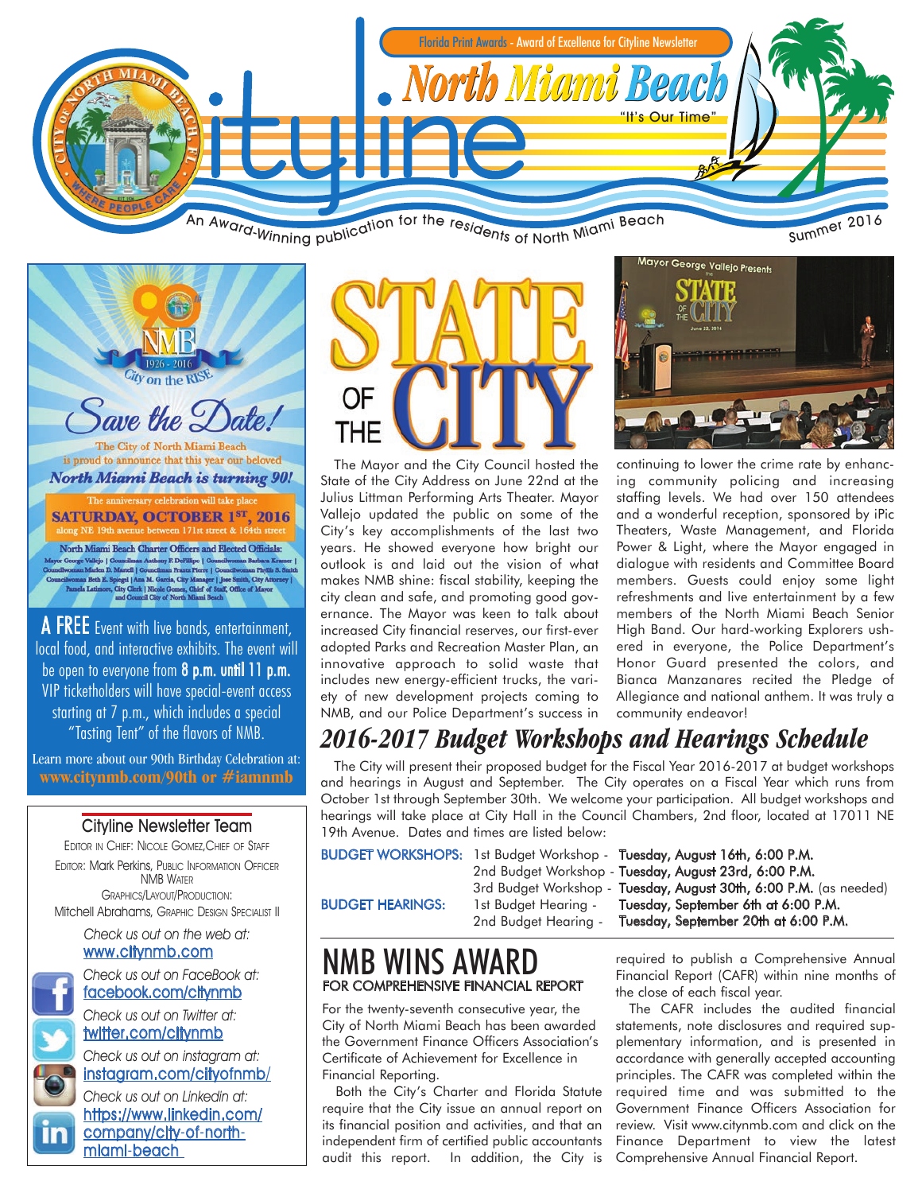Florida Print Awards - Award of Excellence for Cityline Newsletter

# Cityline North Miami Beach

"It's Our Time"

An Award-Winning publication for the residents of North Miami Beach

Summer 2016

90th NMB 1926 - 2016 City on the RISE

## Save the Date!

The City of North Miami Beach is proud to announce that this year our beloved **North Miami Beach is turning 90!**

The anniversary celebration will take place

**SATURDAY, OCTOBER 1ST, 2016**

along NE 19th avenue between 171st street & 164th street

North Miami Beach Charter Officers and Elected Officials:

Mayor George Vallejo | Councilman Anthony F. DeFillipo | Councilwoman Barbara Kramer | Councilwoman Marlen D. Martell | Councilman Frantz Pierre | Councilwoman Phyllis S. Smith | Councilwoman Beth E. Spiegel | Ana M. Garcia, City Manager | Jose Smith, City Attorney | Pamela Latimore, City Clerk | Nicole Gomez, Chief of Staff, Office of Mayor and Council City of North Miami Beach

A FREE Event with live bands, entertainment, local food, and interactive exhibits. The event will be open to everyone from **8 p.m. until 11 p.m.** VIP ticketholders will have special-event access starting at 7 p.m., which includes a special "Tasting Tent" of the flavors of NMB.

Learn more about our 90th Birthday Celebration at: **www.citynmb.com/90th or #iamnmb**

### Cityline Newsletter Team

Editor in Chief: Nicole Gomez, Chief of Staff

Editor: Mark Perkins, Public Information Officer NMB Water

Graphics/Layout/Production: Mitchell Abrahams, Graphic Design Specialist II

*Check us out on the web at:* www.citynmb.com

*Check us out on FaceBook at:* facebook.com/citynmb

*Check us out on Twitter at:* twitter.com/citynmb

*Check us out on instagram at:* instagram.com/cityofnmb/

*Check us out on Linkedin at:* https://www.linkedin.com/company/city-of-north-miami-beach

## STATE OF THE CITY

The Mayor and the City Council hosted the State of the City Address on June 22nd at the Julius Littman Performing Arts Theater. Mayor Vallejo updated the public on some of the City's key accomplishments of the last two years. He showed everyone how bright our outlook is and laid out the vision of what makes NMB shine: fiscal stability, keeping the city clean and safe, and promoting good governance. The Mayor was keen to talk about increased City financial reserves, our first-ever adopted Parks and Recreation Master Plan, an innovative approach to solid waste that includes new energy-efficient trucks, the variety of new development projects coming to NMB, and our Police Department's success in continuing to lower the crime rate by enhancing community policing and increasing staffing levels. We had over 150 attendees and a wonderful reception, sponsored by iPic Theaters, Waste Management, and Florida Power & Light, where the Mayor engaged in dialogue with residents and Committee Board members. Guests could enjoy some light refreshments and live entertainment by a few members of the North Miami Beach Senior High Band. Our hard-working Explorers ushered in everyone, the Police Department's Honor Guard presented the colors, and Bianca Manzanares recited the Pledge of Allegiance and national anthem. It was truly a community endeavor!

## *2016-2017 Budget Workshops and Hearings Schedule*

The City will present their proposed budget for the Fiscal Year 2016-2017 at budget workshops and hearings in August and September. The City operates on a Fiscal Year which runs from October 1st through September 30th. We welcome your participation. All budget workshops and hearings will take place at City Hall in the Council Chambers, 2nd floor, located at 17011 NE 19th Avenue. Dates and times are listed below:

| | | |
|---|---|---|
| BUDGET WORKSHOPS: | 1st Budget Workshop - | **Tuesday, August 16th, 6:00 P.M.** |
| | 2nd Budget Workshop - | **Tuesday, August 23rd, 6:00 P.M.** |
| | 3rd Budget Workshop - | **Tuesday, August 30th, 6:00 P.M.** (as needed) |
| BUDGET HEARINGS: | 1st Budget Hearing - | **Tuesday, September 6th at 6:00 P.M.** |
| | 2nd Budget Hearing - | **Tuesday, September 20th at 6:00 P.M.** |

## NMB WINS AWARD
### FOR COMPREHENSIVE FINANCIAL REPORT

For the twenty-seventh consecutive year, the City of North Miami Beach has been awarded the Government Finance Officers Association's Certificate of Achievement for Excellence in Financial Reporting.

Both the City's Charter and Florida Statute require that the City issue an annual report on its financial position and activities, and that an independent firm of certified public accountants audit this report. In addition, the City is required to publish a Comprehensive Annual Financial Report (CAFR) within nine months of the close of each fiscal year.

The CAFR includes the audited financial statements, note disclosures and required supplementary information, and is presented in accordance with generally accepted accounting principles. The CAFR was completed within the required time and was submitted to the Government Finance Officers Association for review. Visit www.citynmb.com and click on the Finance Department to view the latest Comprehensive Annual Financial Report.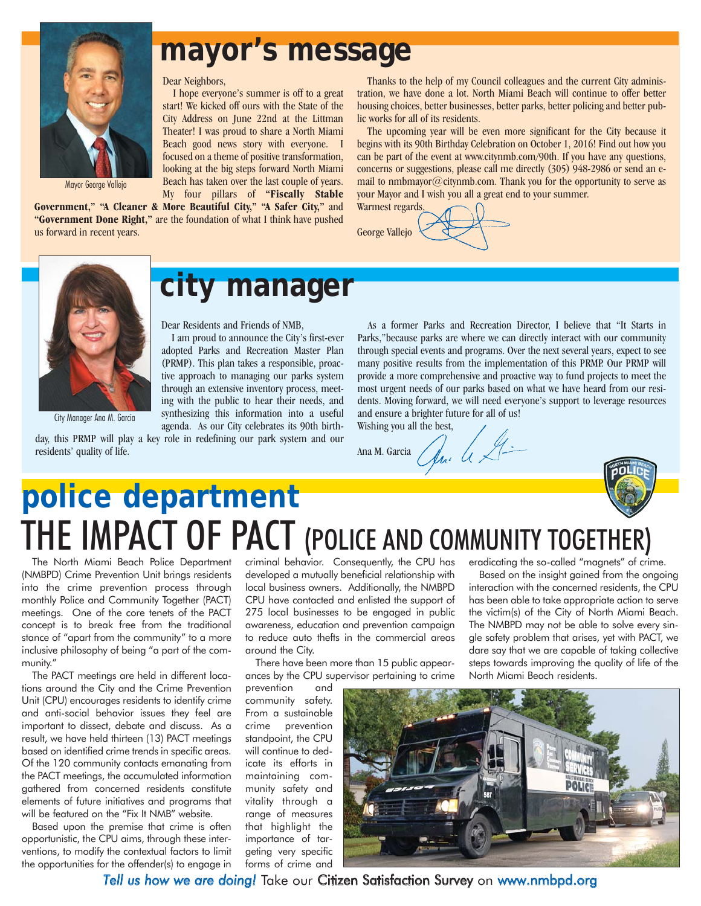# mayor's message

Mayor George Vallejo

Dear Neighbors,

I hope everyone's summer is off to a great start! We kicked off ours with the State of the City Address on June 22nd at the Littman Theater! I was proud to share a North Miami Beach good news story with everyone. I focused on a theme of positive transformation, looking at the big steps forward North Miami Beach has taken over the last couple of years. My four pillars of **"Fiscally Stable Government," "A Cleaner & More Beautiful City," "A Safer City,"** and **"Government Done Right,"** are the foundation of what I think have pushed us forward in recent years.

Thanks to the help of my Council colleagues and the current City administration, we have done a lot. North Miami Beach will continue to offer better housing choices, better businesses, better parks, better policing and better public works for all of its residents.

The upcoming year will be even more significant for the City because it begins with its 90th Birthday Celebration on October 1, 2016! Find out how you can be part of the event at www.citynmb.com/90th. If you have any questions, concerns or suggestions, please call me directly (305) 948-2986 or send an e-mail to nmbmayor@citynmb.com. Thank you for the opportunity to serve as your Mayor and I wish you all a great end to your summer.

Warmest regards,

George Vallejo

# city manager

City Manager Ana M. Garcia

Dear Residents and Friends of NMB,

I am proud to announce the City's first-ever adopted Parks and Recreation Master Plan (PRMP). This plan takes a responsible, proactive approach to managing our parks system through an extensive inventory process, meeting with the public to hear their needs, and synthesizing this information into a useful agenda. As our City celebrates its 90th birthday, this PRMP will play a key role in redefining our park system and our residents' quality of life.

As a former Parks and Recreation Director, I believe that "It Starts in Parks,"because parks are where we can directly interact with our community through special events and programs. Over the next several years, expect to see many positive results from the implementation of this PRMP. Our PRMP will provide a more comprehensive and proactive way to fund projects to meet the most urgent needs of our parks based on what we have heard from our residents. Moving forward, we will need everyone's support to leverage resources and ensure a brighter future for all of us!

Wishing you all the best,

Ana M. Garcia

# police department

## THE IMPACT OF PACT (POLICE AND COMMUNITY TOGETHER)

The North Miami Beach Police Department (NMBPD) Crime Prevention Unit brings residents into the crime prevention process through monthly Police and Community Together (PACT) meetings. One of the core tenets of the PACT concept is to break free from the traditional stance of "apart from the community" to a more inclusive philosophy of being "a part of the community."

The PACT meetings are held in different locations around the City and the Crime Prevention Unit (CPU) encourages residents to identify crime and anti-social behavior issues they feel are important to dissect, debate and discuss. As a result, we have held thirteen (13) PACT meetings based on identified crime trends in specific areas. Of the 120 community contacts emanating from the PACT meetings, the accumulated information gathered from concerned residents constitute elements of future initiatives and programs that will be featured on the "Fix It NMB" website.

Based upon the premise that crime is often opportunistic, the CPU aims, through these interventions, to modify the contextual factors to limit the opportunities for the offender(s) to engage in criminal behavior. Consequently, the CPU has developed a mutually beneficial relationship with local business owners. Additionally, the NMBPD CPU have contacted and enlisted the support of 275 local businesses to be engaged in public awareness, education and prevention campaign to reduce auto thefts in the commercial areas around the City.

There have been more than 15 public appearances by the CPU supervisor pertaining to crime prevention and community safety. From a sustainable crime prevention standpoint, the CPU will continue to dedicate its efforts in maintaining community safety and vitality through a range of measures that highlight the importance of targeting very specific forms of crime and eradicating the so-called "magnets" of crime.

Based on the insight gained from the ongoing interaction with the concerned residents, the CPU has been able to take appropriate action to serve the victim(s) of the City of North Miami Beach. The NMBPD may not be able to solve every single safety problem that arises, yet with PACT, we dare say that we are capable of taking collective steps towards improving the quality of life of the North Miami Beach residents.

*Tell us how we are doing!* Take our Citizen Satisfaction Survey on www.nmbpd.org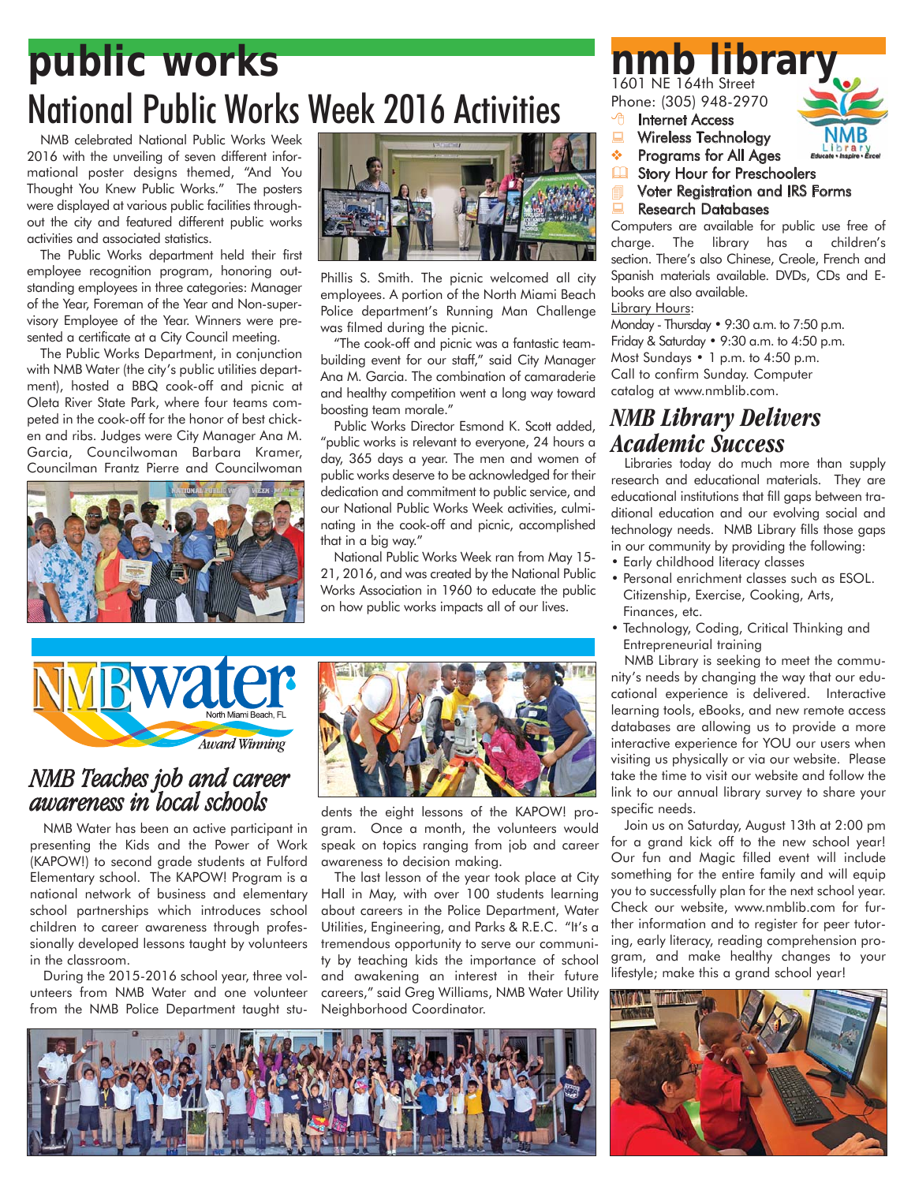# public works

## National Public Works Week 2016 Activities

NMB celebrated National Public Works Week 2016 with the unveiling of seven different informational poster designs themed, "And You Thought You Knew Public Works." The posters were displayed at various public facilities throughout the city and featured different public works activities and associated statistics.

The Public Works department held their first employee recognition program, honoring outstanding employees in three categories: Manager of the Year, Foreman of the Year and Non-supervisory Employee of the Year. Winners were presented a certificate at a City Council meeting.

The Public Works Department, in conjunction with NMB Water (the city's public utilities department), hosted a BBQ cook-off and picnic at Oleta River State Park, where four teams competed in the cook-off for the honor of best chicken and ribs. Judges were City Manager Ana M. Garcia, Councilwoman Barbara Kramer, Councilman Frantz Pierre and Councilwoman Phillis S. Smith. The picnic welcomed all city employees. A portion of the North Miami Beach Police department's Running Man Challenge was filmed during the picnic.

"The cook-off and picnic was a fantastic team-building event for our staff," said City Manager Ana M. Garcia. The combination of camaraderie and healthy competition went a long way toward boosting team morale."

Public Works Director Esmond K. Scott added, "public works is relevant to everyone, 24 hours a day, 365 days a year. The men and women of public works deserve to be acknowledged for their dedication and commitment to public service, and our National Public Works Week activities, culminating in the cook-off and picnic, accomplished that in a big way."

National Public Works Week ran from May 15-21, 2016, and was created by the National Public Works Association in 1960 to educate the public on how public works impacts all of our lives.

# NMBwater

North Miami Beach, FL

*Award Winning*

## *NMB Teaches job and career awareness in local schools*

NMB Water has been an active participant in presenting the Kids and the Power of Work (KAPOW!) to second grade students at Fulford Elementary school. The KAPOW! Program is a national network of business and elementary school partnerships which introduces school children to career awareness through professionally developed lessons taught by volunteers in the classroom.

During the 2015-2016 school year, three volunteers from NMB Water and one volunteer from the NMB Police Department taught students the eight lessons of the KAPOW! program. Once a month, the volunteers would speak on topics ranging from job and career awareness to decision making.

The last lesson of the year took place at City Hall in May, with over 100 students learning about careers in the Police Department, Water Utilities, Engineering, and Parks & R.E.C. "It's a tremendous opportunity to serve our community by teaching kids the importance of school and awakening an interest in their future careers," said Greg Williams, NMB Water Utility Neighborhood Coordinator.

# nmb library

1601 NE 164th Street
Phone: (305) 948-2970

NMB Library — Educate • Inspire • Excel

- Internet Access
- Wireless Technology
- Programs for All Ages
- Story Hour for Preschoolers
- Voter Registration and IRS Forms
- Research Databases

Computers are available for public use free of charge. The library has a children's section. There's also Chinese, Creole, French and Spanish materials available. DVDs, CDs and E-books are also available.

Library Hours:
Monday - Thursday • 9:30 a.m. to 7:50 p.m.
Friday & Saturday • 9:30 a.m. to 4:50 p.m.
Most Sundays • 1 p.m. to 4:50 p.m.
Call to confirm Sunday. Computer catalog at www.nmblib.com.

## *NMB Library Delivers Academic Success*

Libraries today do much more than supply research and educational materials. They are educational institutions that fill gaps between traditional education and our evolving social and technology needs. NMB Library fills those gaps in our community by providing the following:

- Early childhood literacy classes
- Personal enrichment classes such as ESOL. Citizenship, Exercise, Cooking, Arts, Finances, etc.
- Technology, Coding, Critical Thinking and Entrepreneurial training

NMB Library is seeking to meet the community's needs by changing the way that our educational experience is delivered. Interactive learning tools, eBooks, and new remote access databases are allowing us to provide a more interactive experience for YOU our users when visiting us physically or via our website. Please take the time to visit our website and follow the link to our annual library survey to share your specific needs.

Join us on Saturday, August 13th at 2:00 pm for a grand kick off to the new school year! Our fun and Magic filled event will include something for the entire family and will equip you to successfully plan for the next school year. Check our website, www.nmblib.com for further information and to register for peer tutoring, early literacy, reading comprehension program, and make healthy changes to your lifestyle; make this a grand school year!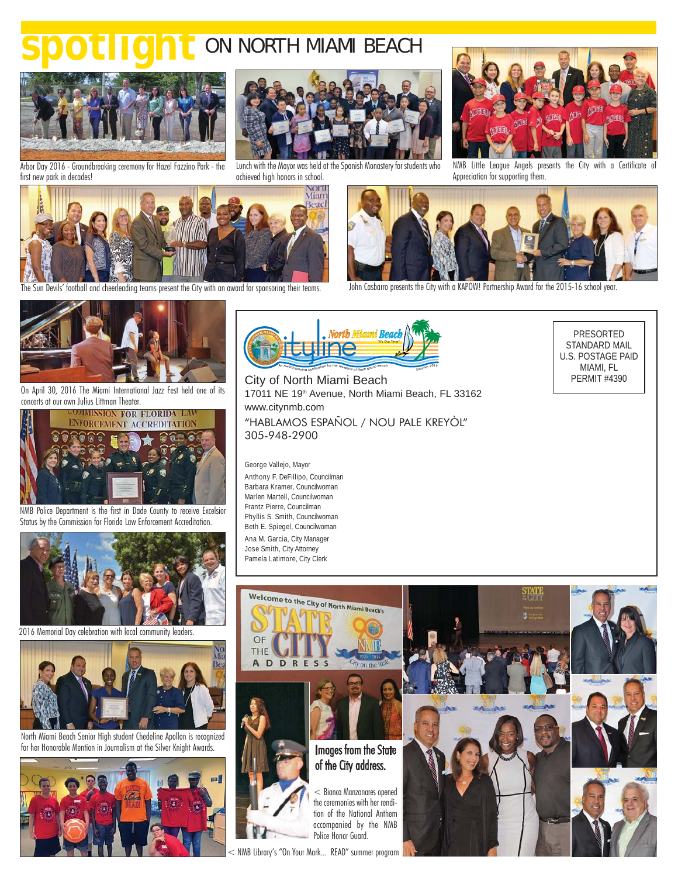# spotlight ON NORTH MIAMI BEACH

Arbor Day 2016 - Groundbreaking ceremony for Hazel Fazzino Park - the first new park in decades!

Lunch with the Mayor was held at the Spanish Monastery for students who achieved high honors in school.

NMB Little League Angels presents the City with a Certificate of Appreciation for supporting them.

The Sun Devils' football and cheerleading teams present the City with an award for sponsoring their teams.

John Casbarro presents the City with a KAPOW! Partnership Award for the 2015-16 school year.

On April 30, 2016 The Miami International Jazz Fest held one of its concerts at our own Julius Littman Theater.

NMB Police Department is the first in Dade County to receive Excelsior Status by the Commission for Florida Law Enforcement Accreditation.

2016 Memorial Day celebration with local community leaders.

North Miami Beach Senior High student Chedeline Apollon is recognized for her Honorable Mention in Journalism at the Silver Knight Awards.

< NMB Library's "On Your Mark... READ" summer program

Cityline – North Miami Beach – "It's Our Time" – An Award-winning publication for the residents of North Miami Beach – Summer 2016

City of North Miami Beach
17011 NE 19th Avenue, North Miami Beach, FL 33162
www.citynmb.com
"HABLAMOS ESPAÑOL / NOU PALE KREYÒL"
305-948-2900

PRESORTED
STANDARD MAIL
U.S. POSTAGE PAID
MIAMI, FL
PERMIT #4390

George Vallejo, Mayor
Anthony F. DeFillipo, Councilman
Barbara Kramer, Councilwoman
Marlen Martell, Councilwoman
Frantz Pierre, Councilman
Phyllis S. Smith, Councilwoman
Beth E. Spiegel, Councilwoman

Ana M. Garcia, City Manager
Jose Smith, City Attorney
Pamela Latimore, City Clerk

Welcome to the City of North Miami Beach's STATE OF THE CITY ADDRESS – NMB 1926 - 2016 – City on the RISE

**Images from the State of the City address.**

< Bianca Manzanares opened the ceremonies with her rendition of the National Anthem accompanied by the NMB Police Honor Guard.